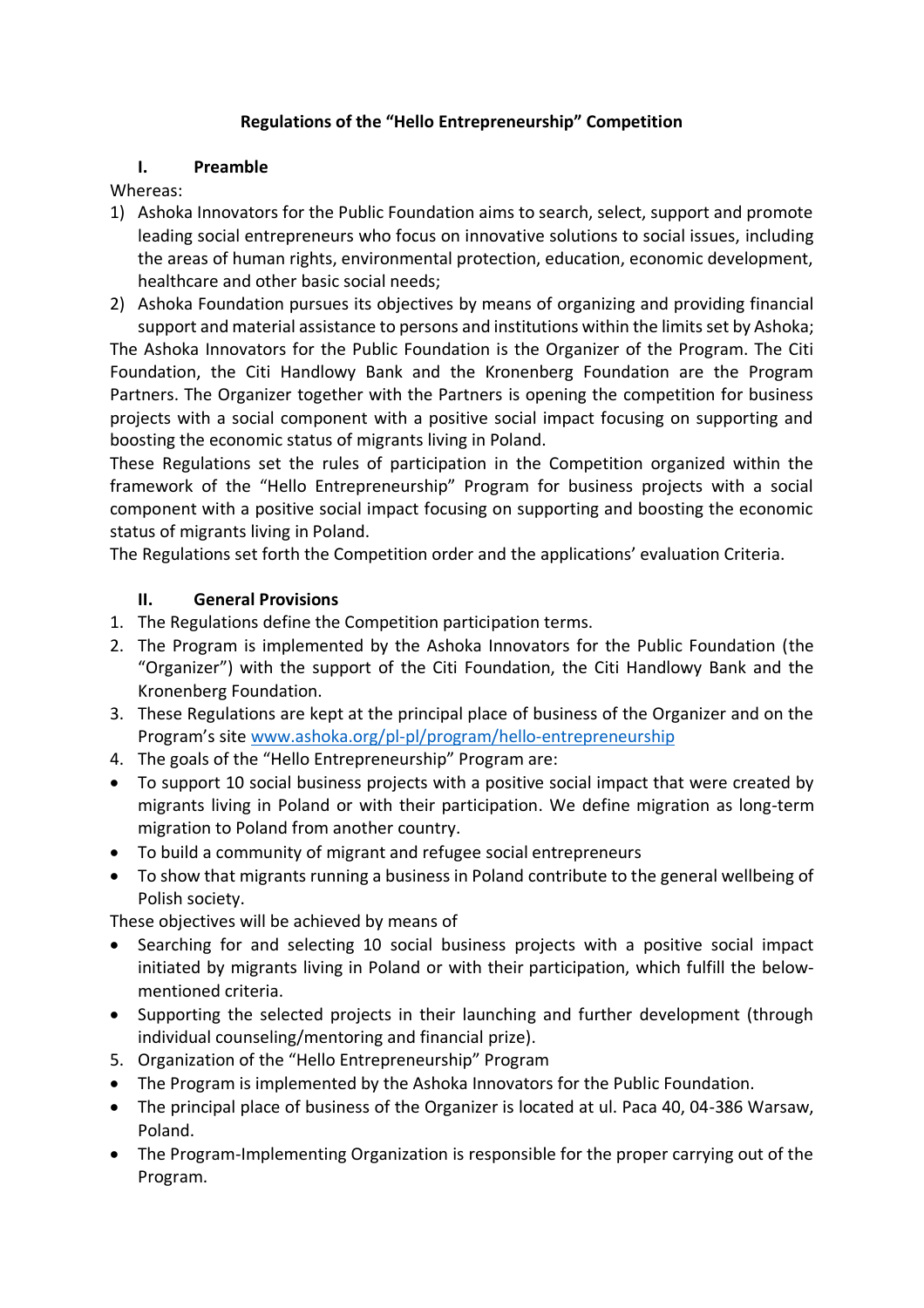# Regulations of the "Hello Entrepreneurship" Competition

## I. Preamble

Whereas:

1) Ashoka Innovators for the Public Foundation aims to search, select, support and promote leading social entrepreneurs who focus on innovative solutions to social issues, including the areas of human rights, environmental protection, education, economic development, healthcare and other basic social needs;
2) Ashoka Foundation pursues its objectives by means of organizing and providing financial support and material assistance to persons and institutions within the limits set by Ashoka;

The Ashoka Innovators for the Public Foundation is the Organizer of the Program. The Citi Foundation, the Citi Handlowy Bank and the Kronenberg Foundation are the Program Partners. The Organizer together with the Partners is opening the competition for business projects with a social component with a positive social impact focusing on supporting and boosting the economic status of migrants living in Poland.

These Regulations set the rules of participation in the Competition organized within the framework of the "Hello Entrepreneurship" Program for business projects with a social component with a positive social impact focusing on supporting and boosting the economic status of migrants living in Poland.

The Regulations set forth the Competition order and the applications' evaluation Criteria.

## II. General Provisions

1. The Regulations define the Competition participation terms.
2. The Program is implemented by the Ashoka Innovators for the Public Foundation (the "Organizer") with the support of the Citi Foundation, the Citi Handlowy Bank and the Kronenberg Foundation.
3. These Regulations are kept at the principal place of business of the Organizer and on the Program's site [www.ashoka.org/pl-pl/program/hello-entrepreneurship](www.ashoka.org/pl-pl/program/hello-entrepreneurship)
4. The goals of the "Hello Entrepreneurship" Program are:

- To support 10 social business projects with a positive social impact that were created by migrants living in Poland or with their participation. We define migration as long-term migration to Poland from another country.
- To build a community of migrant and refugee social entrepreneurs
- To show that migrants running a business in Poland contribute to the general wellbeing of Polish society.

These objectives will be achieved by means of

- Searching for and selecting 10 social business projects with a positive social impact initiated by migrants living in Poland or with their participation, which fulfill the below-mentioned criteria.
- Supporting the selected projects in their launching and further development (through individual counseling/mentoring and financial prize).

5. Organization of the "Hello Entrepreneurship" Program

- The Program is implemented by the Ashoka Innovators for the Public Foundation.
- The principal place of business of the Organizer is located at ul. Paca 40, 04-386 Warsaw, Poland.
- The Program-Implementing Organization is responsible for the proper carrying out of the Program.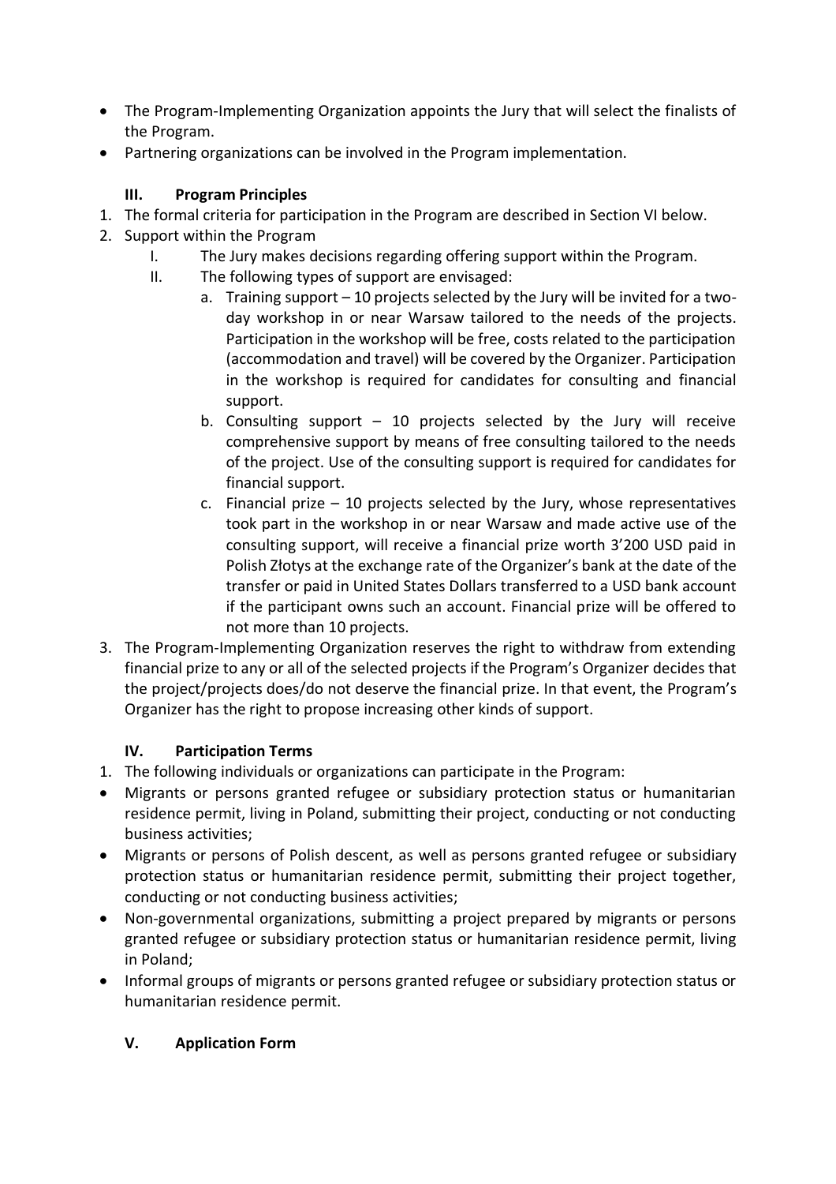- The Program-Implementing Organization appoints the Jury that will select the finalists of the Program.
- Partnering organizations can be involved in the Program implementation.

### III. Program Principles

1. The formal criteria for participation in the Program are described in Section VI below.
2. Support within the Program
   I. The Jury makes decisions regarding offering support within the Program.
   II. The following types of support are envisaged:
      a. Training support – 10 projects selected by the Jury will be invited for a two-day workshop in or near Warsaw tailored to the needs of the projects. Participation in the workshop will be free, costs related to the participation (accommodation and travel) will be covered by the Organizer. Participation in the workshop is required for candidates for consulting and financial support.
      b. Consulting support – 10 projects selected by the Jury will receive comprehensive support by means of free consulting tailored to the needs of the project. Use of the consulting support is required for candidates for financial support.
      c. Financial prize – 10 projects selected by the Jury, whose representatives took part in the workshop in or near Warsaw and made active use of the consulting support, will receive a financial prize worth 3’200 USD paid in Polish Złotys at the exchange rate of the Organizer’s bank at the date of the transfer or paid in United States Dollars transferred to a USD bank account if the participant owns such an account. Financial prize will be offered to not more than 10 projects.
3. The Program-Implementing Organization reserves the right to withdraw from extending financial prize to any or all of the selected projects if the Program’s Organizer decides that the project/projects does/do not deserve the financial prize. In that event, the Program’s Organizer has the right to propose increasing other kinds of support.

### IV. Participation Terms

1. The following individuals or organizations can participate in the Program:

- Migrants or persons granted refugee or subsidiary protection status or humanitarian residence permit, living in Poland, submitting their project, conducting or not conducting business activities;
- Migrants or persons of Polish descent, as well as persons granted refugee or subsidiary protection status or humanitarian residence permit, submitting their project together, conducting or not conducting business activities;
- Non-governmental organizations, submitting a project prepared by migrants or persons granted refugee or subsidiary protection status or humanitarian residence permit, living in Poland;
- Informal groups of migrants or persons granted refugee or subsidiary protection status or humanitarian residence permit.

### V. Application Form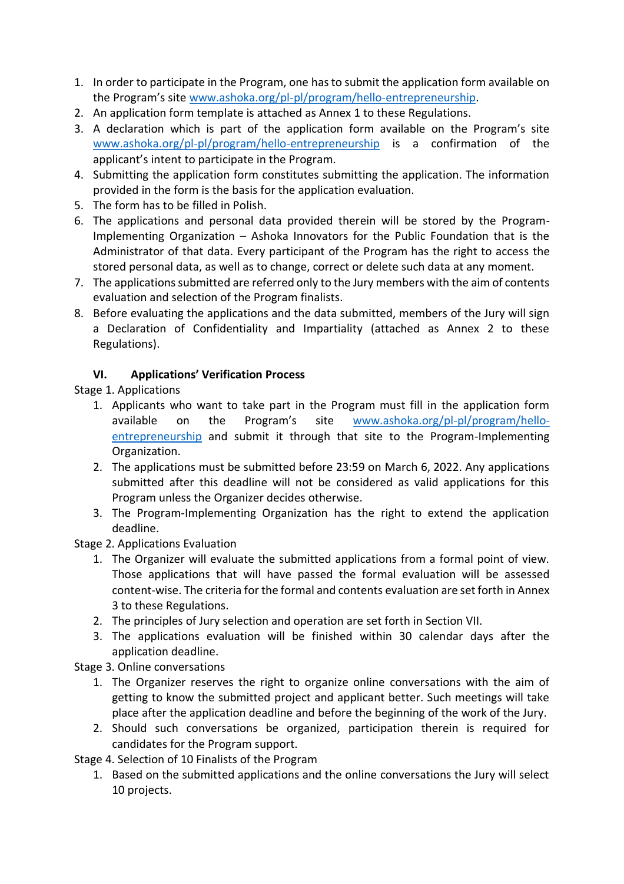1. In order to participate in the Program, one has to submit the application form available on the Program's site www.ashoka.org/pl-pl/program/hello-entrepreneurship.
2. An application form template is attached as Annex 1 to these Regulations.
3. A declaration which is part of the application form available on the Program's site www.ashoka.org/pl-pl/program/hello-entrepreneurship is a confirmation of the applicant's intent to participate in the Program.
4. Submitting the application form constitutes submitting the application. The information provided in the form is the basis for the application evaluation.
5. The form has to be filled in Polish.
6. The applications and personal data provided therein will be stored by the Program-Implementing Organization – Ashoka Innovators for the Public Foundation that is the Administrator of that data. Every participant of the Program has the right to access the stored personal data, as well as to change, correct or delete such data at any moment.
7. The applications submitted are referred only to the Jury members with the aim of contents evaluation and selection of the Program finalists.
8. Before evaluating the applications and the data submitted, members of the Jury will sign a Declaration of Confidentiality and Impartiality (attached as Annex 2 to these Regulations).

## VI. Applications' Verification Process

Stage 1. Applications

1. Applicants who want to take part in the Program must fill in the application form available on the Program's site www.ashoka.org/pl-pl/program/hello-entrepreneurship and submit it through that site to the Program-Implementing Organization.
2. The applications must be submitted before 23:59 on March 6, 2022. Any applications submitted after this deadline will not be considered as valid applications for this Program unless the Organizer decides otherwise.
3. The Program-Implementing Organization has the right to extend the application deadline.

Stage 2. Applications Evaluation

1. The Organizer will evaluate the submitted applications from a formal point of view. Those applications that will have passed the formal evaluation will be assessed content-wise. The criteria for the formal and contents evaluation are set forth in Annex 3 to these Regulations.
2. The principles of Jury selection and operation are set forth in Section VII.
3. The applications evaluation will be finished within 30 calendar days after the application deadline.

Stage 3. Online conversations

1. The Organizer reserves the right to organize online conversations with the aim of getting to know the submitted project and applicant better. Such meetings will take place after the application deadline and before the beginning of the work of the Jury.
2. Should such conversations be organized, participation therein is required for candidates for the Program support.

Stage 4. Selection of 10 Finalists of the Program

1. Based on the submitted applications and the online conversations the Jury will select 10 projects.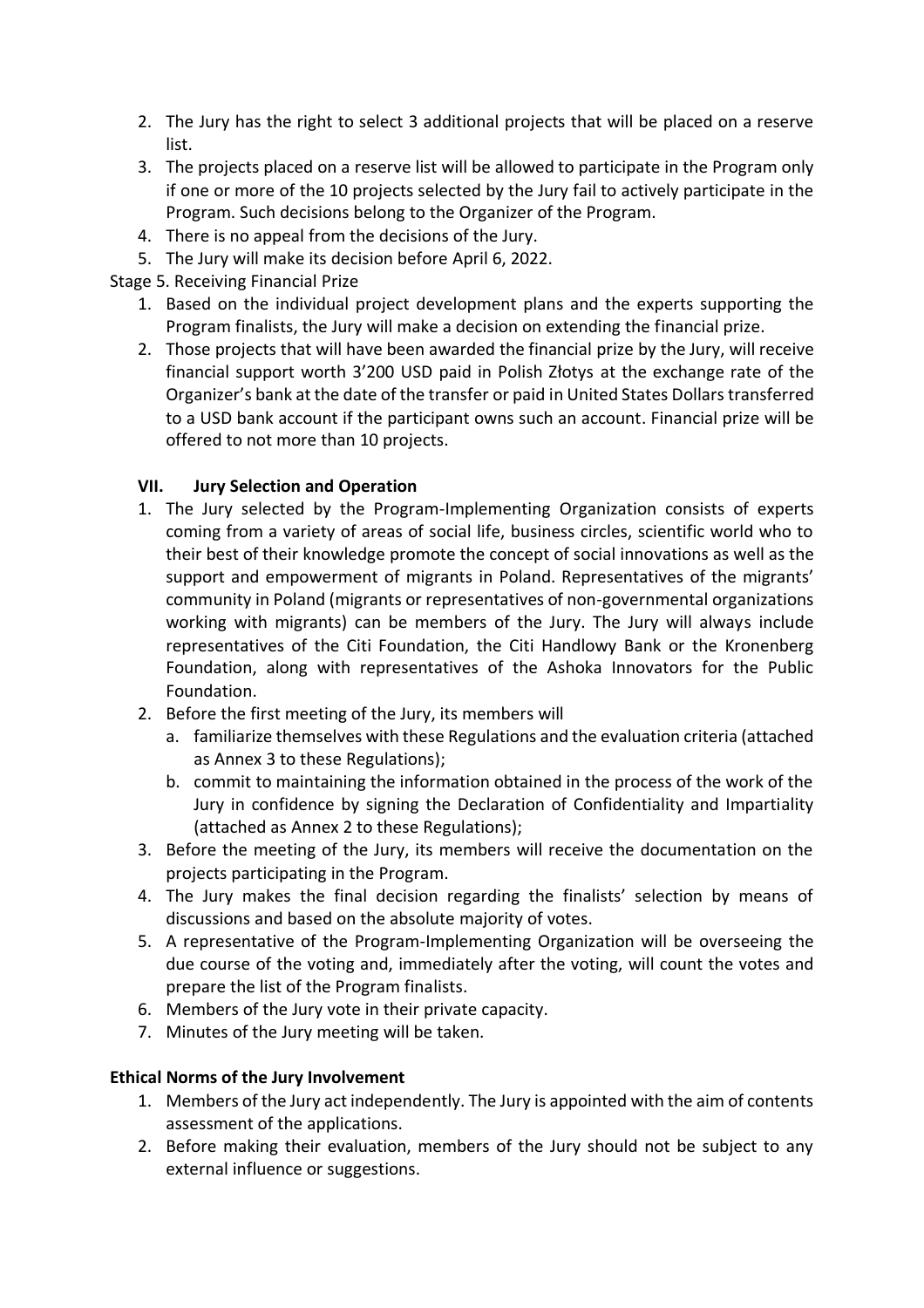2. The Jury has the right to select 3 additional projects that will be placed on a reserve list.
3. The projects placed on a reserve list will be allowed to participate in the Program only if one or more of the 10 projects selected by the Jury fail to actively participate in the Program. Such decisions belong to the Organizer of the Program.
4. There is no appeal from the decisions of the Jury.
5. The Jury will make its decision before April 6, 2022.

Stage 5. Receiving Financial Prize

1. Based on the individual project development plans and the experts supporting the Program finalists, the Jury will make a decision on extending the financial prize.
2. Those projects that will have been awarded the financial prize by the Jury, will receive financial support worth 3'200 USD paid in Polish Złotys at the exchange rate of the Organizer's bank at the date of the transfer or paid in United States Dollars transferred to a USD bank account if the participant owns such an account. Financial prize will be offered to not more than 10 projects.

## VII. Jury Selection and Operation

1. The Jury selected by the Program-Implementing Organization consists of experts coming from a variety of areas of social life, business circles, scientific world who to their best of their knowledge promote the concept of social innovations as well as the support and empowerment of migrants in Poland. Representatives of the migrants' community in Poland (migrants or representatives of non-governmental organizations working with migrants) can be members of the Jury. The Jury will always include representatives of the Citi Foundation, the Citi Handlowy Bank or the Kronenberg Foundation, along with representatives of the Ashoka Innovators for the Public Foundation.
2. Before the first meeting of the Jury, its members will
   a. familiarize themselves with these Regulations and the evaluation criteria (attached as Annex 3 to these Regulations);
   b. commit to maintaining the information obtained in the process of the work of the Jury in confidence by signing the Declaration of Confidentiality and Impartiality (attached as Annex 2 to these Regulations);
3. Before the meeting of the Jury, its members will receive the documentation on the projects participating in the Program.
4. The Jury makes the final decision regarding the finalists' selection by means of discussions and based on the absolute majority of votes.
5. A representative of the Program-Implementing Organization will be overseeing the due course of the voting and, immediately after the voting, will count the votes and prepare the list of the Program finalists.
6. Members of the Jury vote in their private capacity.
7. Minutes of the Jury meeting will be taken.

**Ethical Norms of the Jury Involvement**

1. Members of the Jury act independently. The Jury is appointed with the aim of contents assessment of the applications.
2. Before making their evaluation, members of the Jury should not be subject to any external influence or suggestions.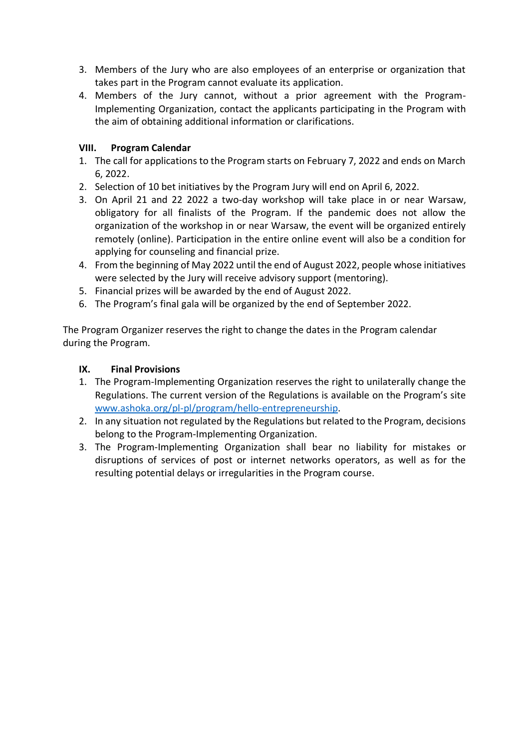3. Members of the Jury who are also employees of an enterprise or organization that takes part in the Program cannot evaluate its application.
4. Members of the Jury cannot, without a prior agreement with the Program-Implementing Organization, contact the applicants participating in the Program with the aim of obtaining additional information or clarifications.

### VIII. Program Calendar

1. The call for applications to the Program starts on February 7, 2022 and ends on March 6, 2022.
2. Selection of 10 bet initiatives by the Program Jury will end on April 6, 2022.
3. On April 21 and 22 2022 a two-day workshop will take place in or near Warsaw, obligatory for all finalists of the Program. If the pandemic does not allow the organization of the workshop in or near Warsaw, the event will be organized entirely remotely (online). Participation in the entire online event will also be a condition for applying for counseling and financial prize.
4. From the beginning of May 2022 until the end of August 2022, people whose initiatives were selected by the Jury will receive advisory support (mentoring).
5. Financial prizes will be awarded by the end of August 2022.
6. The Program's final gala will be organized by the end of September 2022.

The Program Organizer reserves the right to change the dates in the Program calendar during the Program.

### IX. Final Provisions

1. The Program-Implementing Organization reserves the right to unilaterally change the Regulations. The current version of the Regulations is available on the Program's site [www.ashoka.org/pl-pl/program/hello-entrepreneurship](www.ashoka.org/pl-pl/program/hello-entrepreneurship).
2. In any situation not regulated by the Regulations but related to the Program, decisions belong to the Program-Implementing Organization.
3. The Program-Implementing Organization shall bear no liability for mistakes or disruptions of services of post or internet networks operators, as well as for the resulting potential delays or irregularities in the Program course.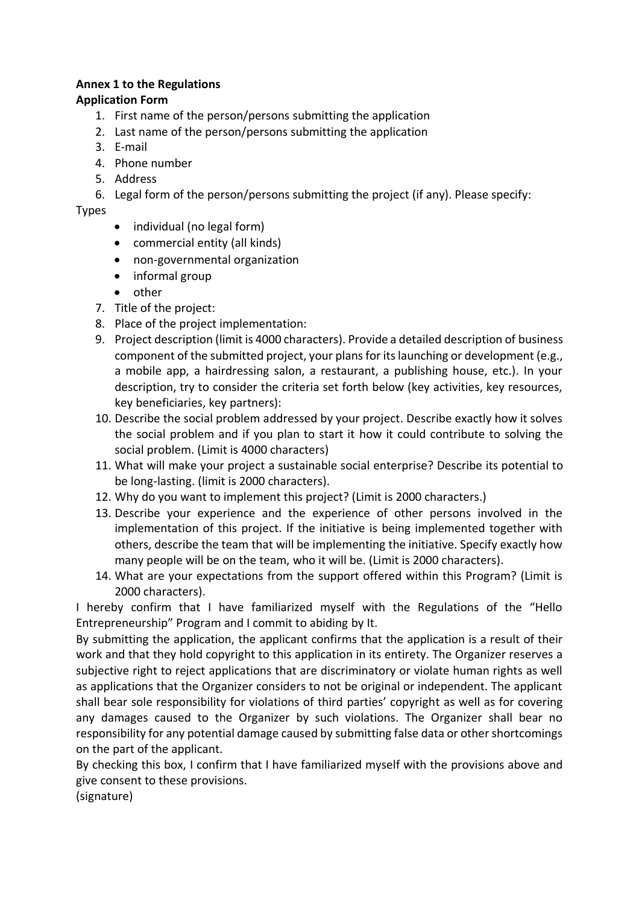**Annex 1 to the Regulations**

**Application Form**

1. First name of the person/persons submitting the application
2. Last name of the person/persons submitting the application
3. E-mail
4. Phone number
5. Address
6. Legal form of the person/persons submitting the project (if any). Please specify:

Types

- individual (no legal form)
- commercial entity (all kinds)
- non-governmental organization
- informal group
- other

7. Title of the project:
8. Place of the project implementation:
9. Project description (limit is 4000 characters). Provide a detailed description of business component of the submitted project, your plans for its launching or development (e.g., a mobile app, a hairdressing salon, a restaurant, a publishing house, etc.). In your description, try to consider the criteria set forth below (key activities, key resources, key beneficiaries, key partners):
10. Describe the social problem addressed by your project. Describe exactly how it solves the social problem and if you plan to start it how it could contribute to solving the social problem. (Limit is 4000 characters)
11. What will make your project a sustainable social enterprise? Describe its potential to be long-lasting. (limit is 2000 characters).
12. Why do you want to implement this project? (Limit is 2000 characters.)
13. Describe your experience and the experience of other persons involved in the implementation of this project. If the initiative is being implemented together with others, describe the team that will be implementing the initiative. Specify exactly how many people will be on the team, who it will be. (Limit is 2000 characters).
14. What are your expectations from the support offered within this Program? (Limit is 2000 characters).

I hereby confirm that I have familiarized myself with the Regulations of the "Hello Entrepreneurship" Program and I commit to abiding by It.

By submitting the application, the applicant confirms that the application is a result of their work and that they hold copyright to this application in its entirety. The Organizer reserves a subjective right to reject applications that are discriminatory or violate human rights as well as applications that the Organizer considers to not be original or independent. The applicant shall bear sole responsibility for violations of third parties' copyright as well as for covering any damages caused to the Organizer by such violations. The Organizer shall bear no responsibility for any potential damage caused by submitting false data or other shortcomings on the part of the applicant.

By checking this box, I confirm that I have familiarized myself with the provisions above and give consent to these provisions.

(signature)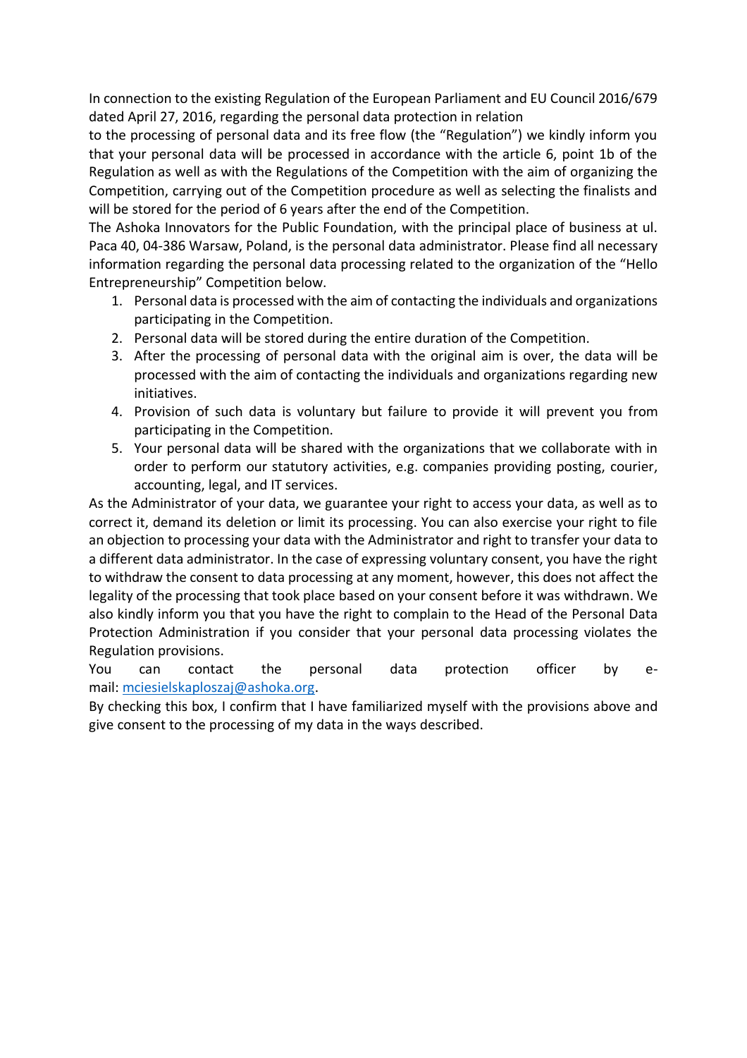In connection to the existing Regulation of the European Parliament and EU Council 2016/679 dated April 27, 2016, regarding the personal data protection in relation to the processing of personal data and its free flow (the "Regulation") we kindly inform you that your personal data will be processed in accordance with the article 6, point 1b of the Regulation as well as with the Regulations of the Competition with the aim of organizing the Competition, carrying out of the Competition procedure as well as selecting the finalists and will be stored for the period of 6 years after the end of the Competition.

The Ashoka Innovators for the Public Foundation, with the principal place of business at ul. Paca 40, 04-386 Warsaw, Poland, is the personal data administrator. Please find all necessary information regarding the personal data processing related to the organization of the "Hello Entrepreneurship" Competition below.

1. Personal data is processed with the aim of contacting the individuals and organizations participating in the Competition.
2. Personal data will be stored during the entire duration of the Competition.
3. After the processing of personal data with the original aim is over, the data will be processed with the aim of contacting the individuals and organizations regarding new initiatives.
4. Provision of such data is voluntary but failure to provide it will prevent you from participating in the Competition.
5. Your personal data will be shared with the organizations that we collaborate with in order to perform our statutory activities, e.g. companies providing posting, courier, accounting, legal, and IT services.

As the Administrator of your data, we guarantee your right to access your data, as well as to correct it, demand its deletion or limit its processing. You can also exercise your right to file an objection to processing your data with the Administrator and right to transfer your data to a different data administrator. In the case of expressing voluntary consent, you have the right to withdraw the consent to data processing at any moment, however, this does not affect the legality of the processing that took place based on your consent before it was withdrawn. We also kindly inform you that you have the right to complain to the Head of the Personal Data Protection Administration if you consider that your personal data processing violates the Regulation provisions.

You can contact the personal data protection officer by e-mail: mciesielskaploszaj@ashoka.org.

By checking this box, I confirm that I have familiarized myself with the provisions above and give consent to the processing of my data in the ways described.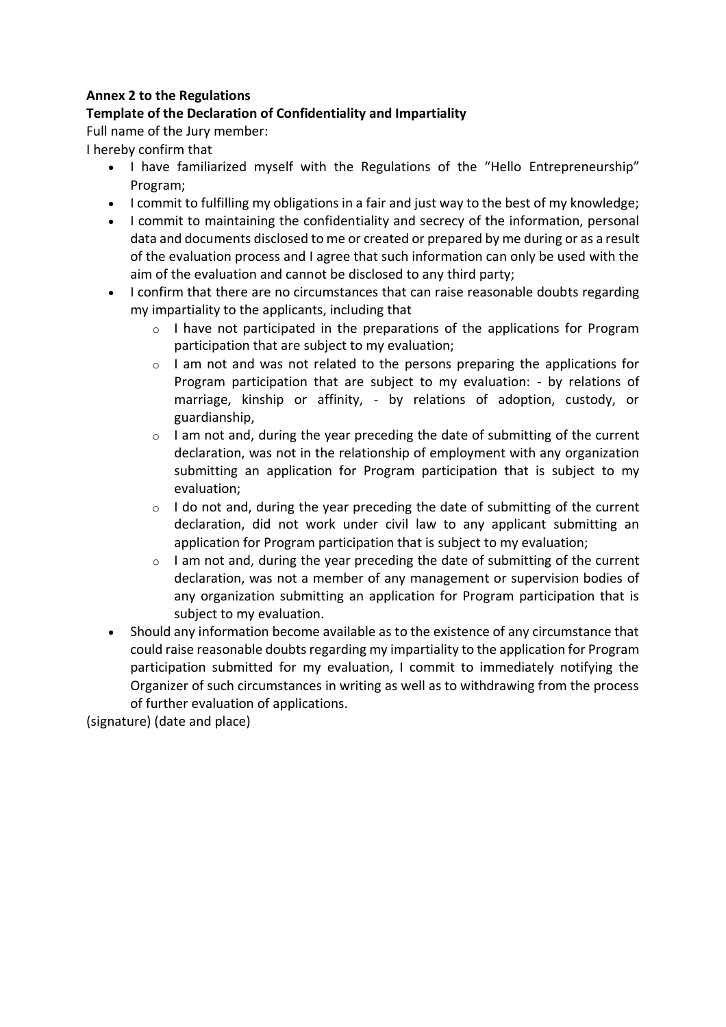**Annex 2 to the Regulations**

**Template of the Declaration of Confidentiality and Impartiality**

Full name of the Jury member:

I hereby confirm that

- I have familiarized myself with the Regulations of the "Hello Entrepreneurship" Program;
- I commit to fulfilling my obligations in a fair and just way to the best of my knowledge;
- I commit to maintaining the confidentiality and secrecy of the information, personal data and documents disclosed to me or created or prepared by me during or as a result of the evaluation process and I agree that such information can only be used with the aim of the evaluation and cannot be disclosed to any third party;
- I confirm that there are no circumstances that can raise reasonable doubts regarding my impartiality to the applicants, including that
  - I have not participated in the preparations of the applications for Program participation that are subject to my evaluation;
  - I am not and was not related to the persons preparing the applications for Program participation that are subject to my evaluation: - by relations of marriage, kinship or affinity, - by relations of adoption, custody, or guardianship,
  - I am not and, during the year preceding the date of submitting of the current declaration, was not in the relationship of employment with any organization submitting an application for Program participation that is subject to my evaluation;
  - I do not and, during the year preceding the date of submitting of the current declaration, did not work under civil law to any applicant submitting an application for Program participation that is subject to my evaluation;
  - I am not and, during the year preceding the date of submitting of the current declaration, was not a member of any management or supervision bodies of any organization submitting an application for Program participation that is subject to my evaluation.
- Should any information become available as to the existence of any circumstance that could raise reasonable doubts regarding my impartiality to the application for Program participation submitted for my evaluation, I commit to immediately notifying the Organizer of such circumstances in writing as well as to withdrawing from the process of further evaluation of applications.

(signature) (date and place)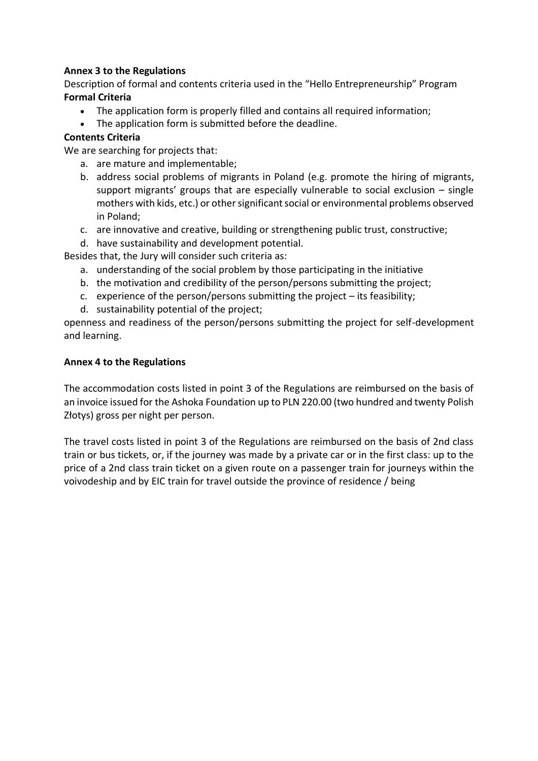**Annex 3 to the Regulations**

Description of formal and contents criteria used in the "Hello Entrepreneurship" Program

**Formal Criteria**

- The application form is properly filled and contains all required information;
- The application form is submitted before the deadline.

**Contents Criteria**

We are searching for projects that:

a. are mature and implementable;
b. address social problems of migrants in Poland (e.g. promote the hiring of migrants, support migrants' groups that are especially vulnerable to social exclusion – single mothers with kids, etc.) or other significant social or environmental problems observed in Poland;
c. are innovative and creative, building or strengthening public trust, constructive;
d. have sustainability and development potential.

Besides that, the Jury will consider such criteria as:

a. understanding of the social problem by those participating in the initiative
b. the motivation and credibility of the person/persons submitting the project;
c. experience of the person/persons submitting the project – its feasibility;
d. sustainability potential of the project;

openness and readiness of the person/persons submitting the project for self-development and learning.

**Annex 4 to the Regulations**

The accommodation costs listed in point 3 of the Regulations are reimbursed on the basis of an invoice issued for the Ashoka Foundation up to PLN 220.00 (two hundred and twenty Polish Złotys) gross per night per person.

The travel costs listed in point 3 of the Regulations are reimbursed on the basis of 2nd class train or bus tickets, or, if the journey was made by a private car or in the first class: up to the price of a 2nd class train ticket on a given route on a passenger train for journeys within the voivodeship and by EIC train for travel outside the province of residence / being